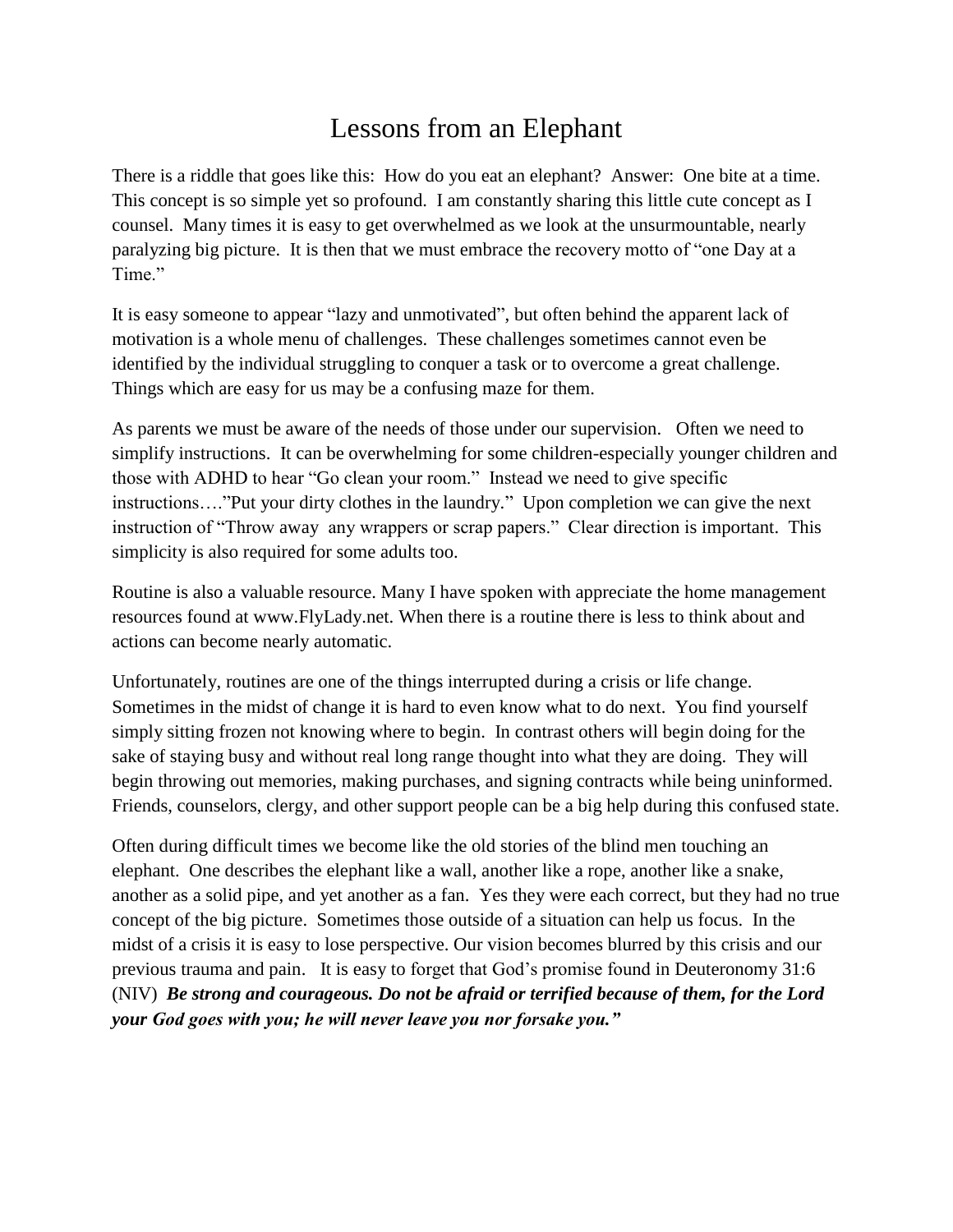# Lessons from an Elephant

There is a riddle that goes like this: How do you eat an elephant? Answer: One bite at a time. This concept is so simple yet so profound. I am constantly sharing this little cute concept as I counsel. Many times it is easy to get overwhelmed as we look at the unsurmountable, nearly paralyzing big picture. It is then that we must embrace the recovery motto of "one Day at a Time."

It is easy someone to appear "lazy and unmotivated", but often behind the apparent lack of motivation is a whole menu of challenges. These challenges sometimes cannot even be identified by the individual struggling to conquer a task or to overcome a great challenge. Things which are easy for us may be a confusing maze for them.

As parents we must be aware of the needs of those under our supervision. Often we need to simplify instructions. It can be overwhelming for some children-especially younger children and those with ADHD to hear "Go clean your room." Instead we need to give specific instructions…."Put your dirty clothes in the laundry." Upon completion we can give the next instruction of "Throw away any wrappers or scrap papers." Clear direction is important. This simplicity is also required for some adults too.

Routine is also a valuable resource. Many I have spoken with appreciate the home management resources found at www.FlyLady.net. When there is a routine there is less to think about and actions can become nearly automatic.

Unfortunately, routines are one of the things interrupted during a crisis or life change. Sometimes in the midst of change it is hard to even know what to do next. You find yourself simply sitting frozen not knowing where to begin. In contrast others will begin doing for the sake of staying busy and without real long range thought into what they are doing. They will begin throwing out memories, making purchases, and signing contracts while being uninformed. Friends, counselors, clergy, and other support people can be a big help during this confused state.

Often during difficult times we become like the old stories of the blind men touching an elephant. One describes the elephant like a wall, another like a rope, another like a snake, another as a solid pipe, and yet another as a fan. Yes they were each correct, but they had no true concept of the big picture. Sometimes those outside of a situation can help us focus. In the midst of a crisis it is easy to lose perspective. Our vision becomes blurred by this crisis and our previous trauma and pain. It is easy to forget that God's promise found in Deuteronomy 31:6 (NIV) ***Be strong and courageous. Do not be afraid or terrified because of them, for the Lord your God goes with you; he will never leave you nor forsake you."***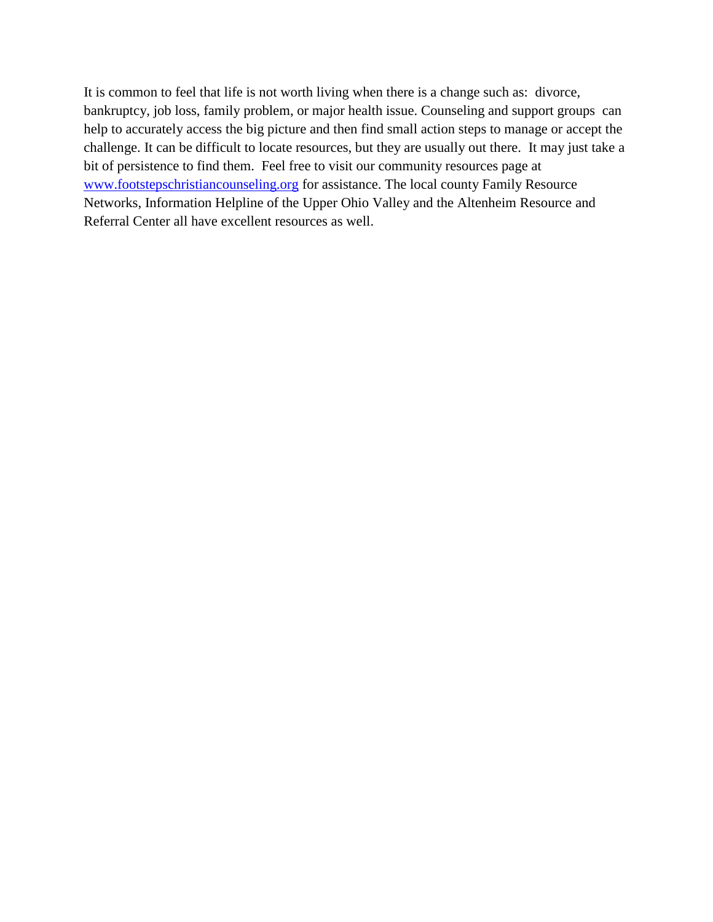It is common to feel that life is not worth living when there is a change such as: divorce, bankruptcy, job loss, family problem, or major health issue. Counseling and support groups can help to accurately access the big picture and then find small action steps to manage or accept the challenge. It can be difficult to locate resources, but they are usually out there. It may just take a bit of persistence to find them. Feel free to visit our community resources page at [www.footstepschristiancounseling.org](http://www.footstepschristiancounseling.org) for assistance. The local county Family Resource Networks, Information Helpline of the Upper Ohio Valley and the Altenheim Resource and Referral Center all have excellent resources as well.